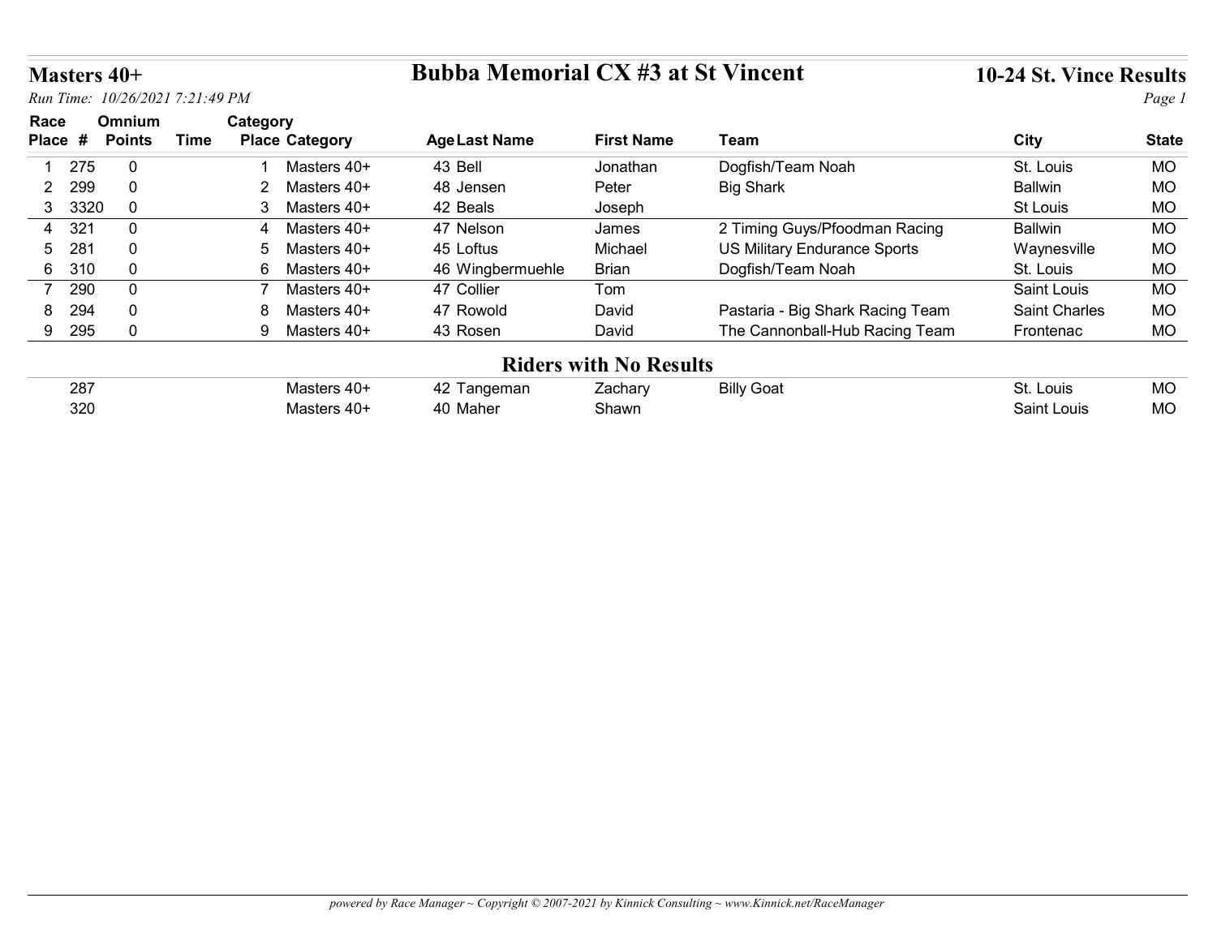## Masters 40+

## Bubba Memorial CX #3 at St Vincent

## 10-24 St. Vince Results

*Run Time: 10/26/2021 7:21:49 PM*

| Race Place | # | Omnium Points | Time | Category Place | Category | Age | Last Name | First Name | Team | City | State |
|---|---|---|---|---|---|---|---|---|---|---|---|
| 1 | 275 | 0 | | 1 | Masters 40+ | 43 | Bell | Jonathan | Dogfish/Team Noah | St. Louis | MO |
| 2 | 299 | 0 | | 2 | Masters 40+ | 48 | Jensen | Peter | Big Shark | Ballwin | MO |
| 3 | 3320 | 0 | | 3 | Masters 40+ | 42 | Beals | Joseph | | St Louis | MO |
| 4 | 321 | 0 | | 4 | Masters 40+ | 47 | Nelson | James | 2 Timing Guys/Pfoodman Racing | Ballwin | MO |
| 5 | 281 | 0 | | 5 | Masters 40+ | 45 | Loftus | Michael | US Military Endurance Sports | Waynesville | MO |
| 6 | 310 | 0 | | 6 | Masters 40+ | 46 | Wingbermuehle | Brian | Dogfish/Team Noah | St. Louis | MO |
| 7 | 290 | 0 | | 7 | Masters 40+ | 47 | Collier | Tom | | Saint Louis | MO |
| 8 | 294 | 0 | | 8 | Masters 40+ | 47 | Rowold | David | Pastaria - Big Shark Racing Team | Saint Charles | MO |
| 9 | 295 | 0 | | 9 | Masters 40+ | 43 | Rosen | David | The Cannonball-Hub Racing Team | Frontenac | MO |

### Riders with No Results

| # | Category | Age | Last Name | First Name | Team | City | State |
|---|---|---|---|---|---|---|---|
| 287 | Masters 40+ | 42 | Tangeman | Zachary | Billy Goat | St. Louis | MO |
| 320 | Masters 40+ | 40 | Maher | Shawn | | Saint Louis | MO |

*powered by Race Manager ~ Copyright © 2007-2021 by Kinnick Consulting ~ www.Kinnick.net/RaceManager*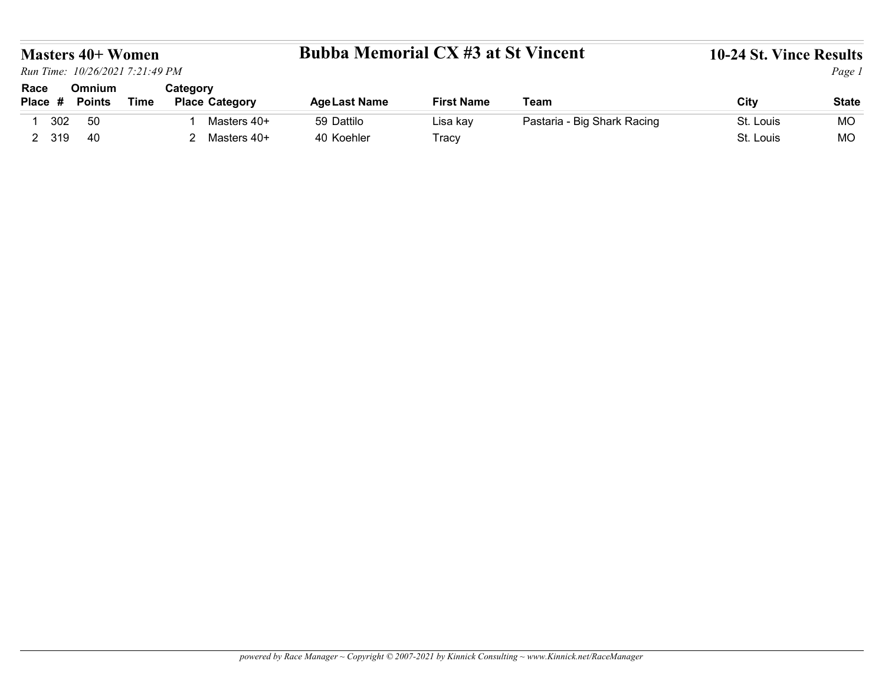## Masters 40+ Women

*Run Time: 10/26/2021 7:21:49 PM*

# Bubba Memorial CX #3 at St Vincent

## 10-24 St. Vince Results

| Race Place | # | Omnium Points | Time | Category Place | Category | Age | Last Name | First Name | Team | City | State |
|---|---|---|---|---|---|---|---|---|---|---|---|
| 1 | 302 | 50 | | 1 | Masters 40+ | 59 | Dattilo | Lisa kay | Pastaria - Big Shark Racing | St. Louis | MO |
| 2 | 319 | 40 | | 2 | Masters 40+ | 40 | Koehler | Tracy | | St. Louis | MO |

*powered by Race Manager ~ Copyright © 2007-2021 by Kinnick Consulting ~ www.Kinnick.net/RaceManager*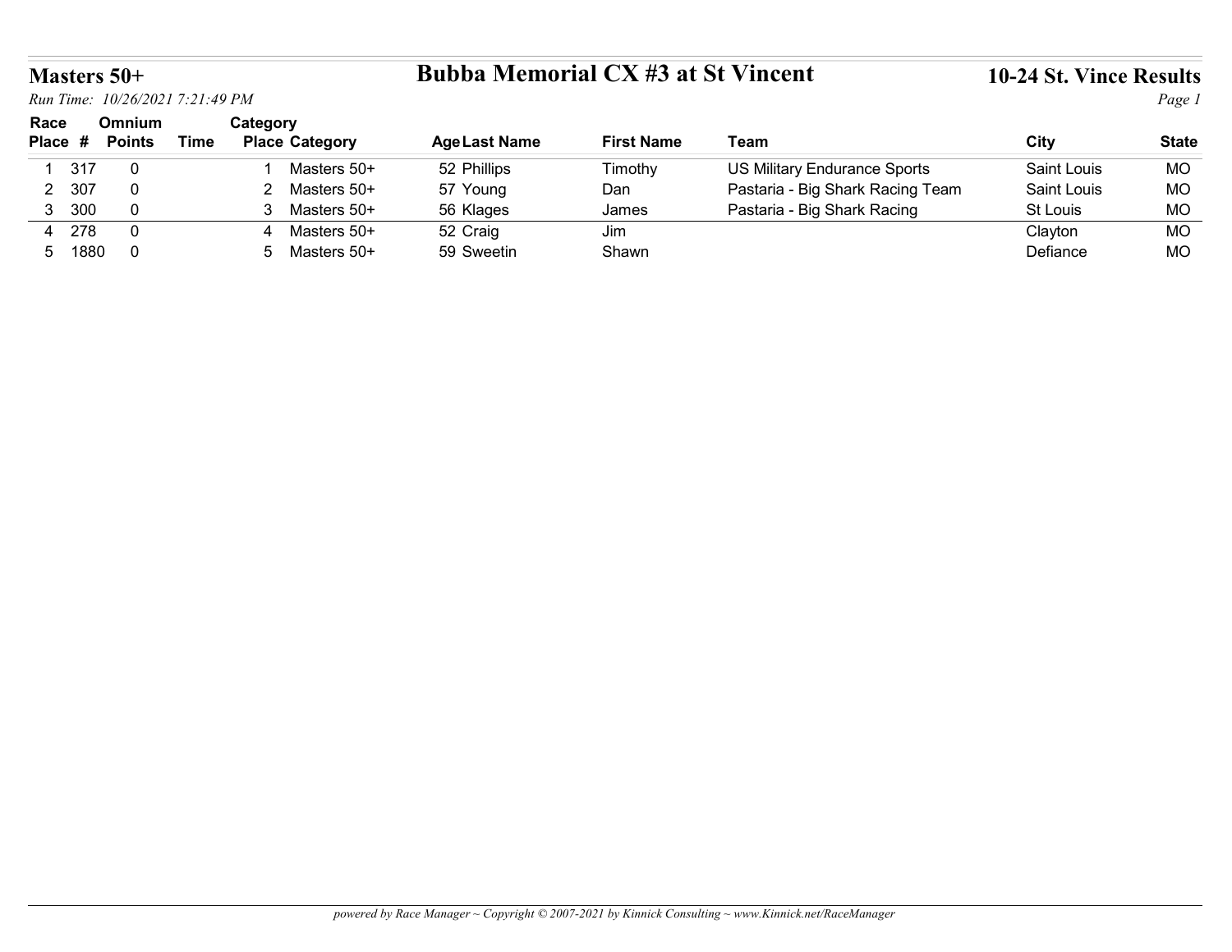## Masters 50+

# Bubba Memorial CX #3 at St Vincent

## 10-24 St. Vince Results

*Run Time: 10/26/2021 7:21:49 PM*

| Race Place | # | Omnium Points | Time | Category Place | Category | Age | Last Name | First Name | Team | City | State |
|---|---|---|---|---|---|---|---|---|---|---|---|
| 1 | 317 | 0 | | 1 | Masters 50+ | 52 | Phillips | Timothy | US Military Endurance Sports | Saint Louis | MO |
| 2 | 307 | 0 | | 2 | Masters 50+ | 57 | Young | Dan | Pastaria - Big Shark Racing Team | Saint Louis | MO |
| 3 | 300 | 0 | | 3 | Masters 50+ | 56 | Klages | James | Pastaria - Big Shark Racing | St Louis | MO |
| 4 | 278 | 0 | | 4 | Masters 50+ | 52 | Craig | Jim | | Clayton | MO |
| 5 | 1880 | 0 | | 5 | Masters 50+ | 59 | Sweetin | Shawn | | Defiance | MO |

*powered by Race Manager ~ Copyright © 2007-2021 by Kinnick Consulting ~ www.Kinnick.net/RaceManager*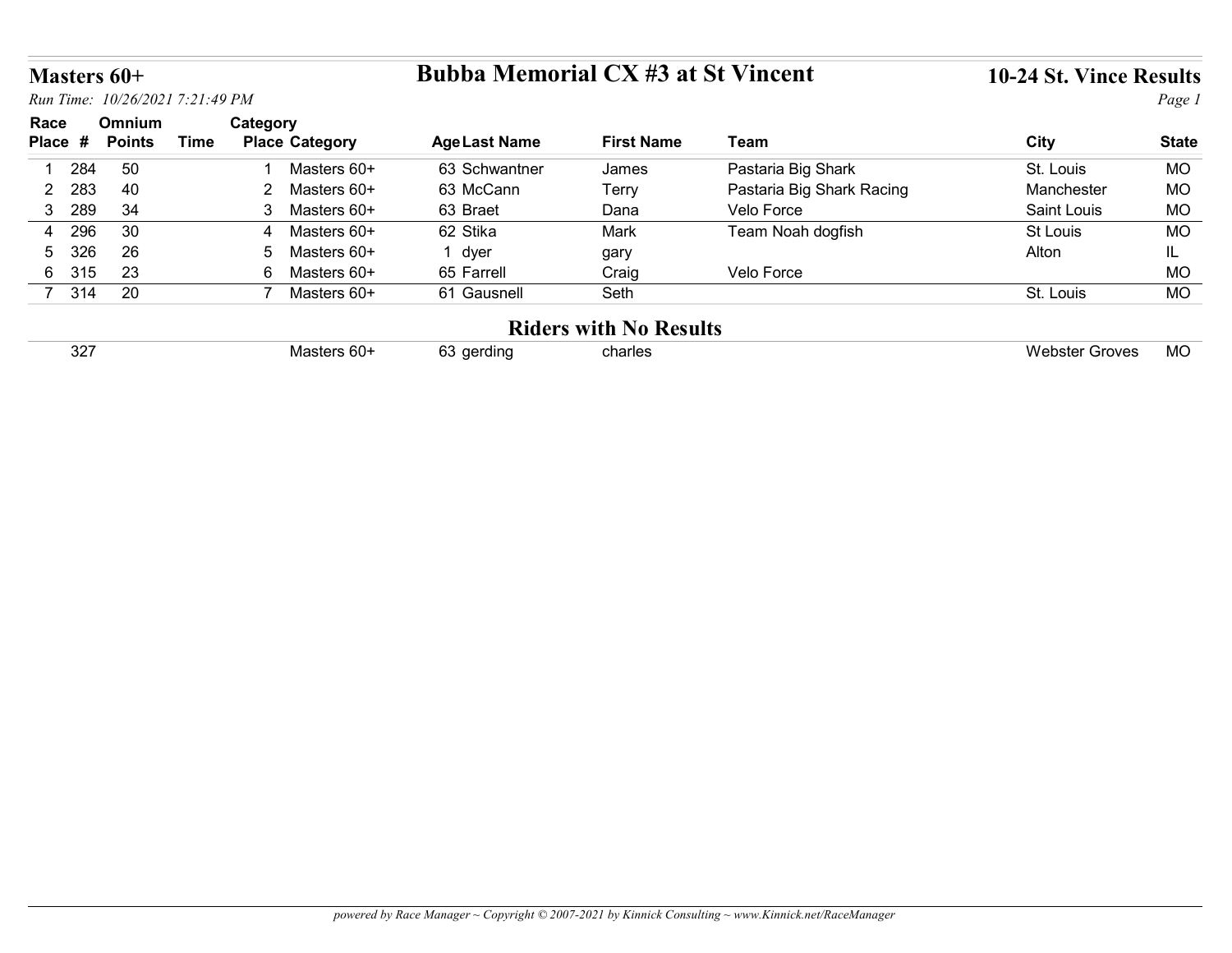## Masters 60+

### Bubba Memorial CX #3 at St Vincent

### 10-24 St. Vince Results

*Run Time: 10/26/2021 7:21:49 PM*

| Race Place | # | Omnium Points | Time | Category Place | Category | Age | Last Name | First Name | Team | City | State |
|---|---|---|---|---|---|---|---|---|---|---|---|
| 1 | 284 | 50 | | 1 | Masters 60+ | 63 | Schwantner | James | Pastaria Big Shark | St. Louis | MO |
| 2 | 283 | 40 | | 2 | Masters 60+ | 63 | McCann | Terry | Pastaria Big Shark Racing | Manchester | MO |
| 3 | 289 | 34 | | 3 | Masters 60+ | 63 | Braet | Dana | Velo Force | Saint Louis | MO |
| 4 | 296 | 30 | | 4 | Masters 60+ | 62 | Stika | Mark | Team Noah dogfish | St Louis | MO |
| 5 | 326 | 26 | | 5 | Masters 60+ | 1 | dyer | gary | | Alton | IL |
| 6 | 315 | 23 | | 6 | Masters 60+ | 65 | Farrell | Craig | Velo Force | | MO |
| 7 | 314 | 20 | | 7 | Masters 60+ | 61 | Gausnell | Seth | | St. Louis | MO |

### Riders with No Results

| Race Place | # | Omnium Points | Time | Category Place | Category | Age | Last Name | First Name | Team | City | State |
|---|---|---|---|---|---|---|---|---|---|---|---|
| | 327 | | | | Masters 60+ | 63 | gerding | charles | | Webster Groves | MO |

*powered by Race Manager ~ Copyright © 2007-2021 by Kinnick Consulting ~ www.Kinnick.net/RaceManager*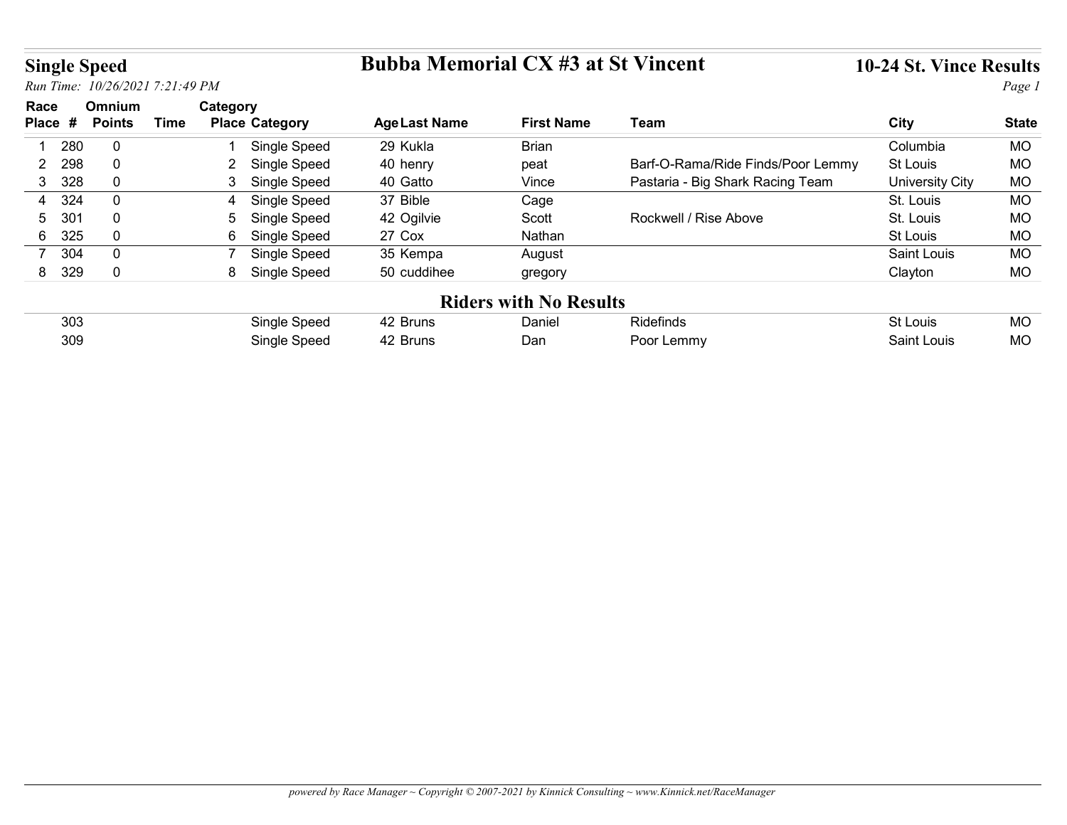# Bubba Memorial CX #3 at St Vincent

## Single Speed

*Run Time: 10/26/2021 7:21:49 PM*

**10-24 St. Vince Results**

| Race Place | # | Omnium Points | Time | Category Place | Category | Age | Last Name | First Name | Team | City | State |
|---|---|---|---|---|---|---|---|---|---|---|---|
| 1 | 280 | 0 | | 1 | Single Speed | 29 | Kukla | Brian | | Columbia | MO |
| 2 | 298 | 0 | | 2 | Single Speed | 40 | henry | peat | Barf-O-Rama/Ride Finds/Poor Lemmy | St Louis | MO |
| 3 | 328 | 0 | | 3 | Single Speed | 40 | Gatto | Vince | Pastaria - Big Shark Racing Team | University City | MO |
| 4 | 324 | 0 | | 4 | Single Speed | 37 | Bible | Cage | | St. Louis | MO |
| 5 | 301 | 0 | | 5 | Single Speed | 42 | Ogilvie | Scott | Rockwell / Rise Above | St. Louis | MO |
| 6 | 325 | 0 | | 6 | Single Speed | 27 | Cox | Nathan | | St Louis | MO |
| 7 | 304 | 0 | | 7 | Single Speed | 35 | Kempa | August | | Saint Louis | MO |
| 8 | 329 | 0 | | 8 | Single Speed | 50 | cuddihee | gregory | | Clayton | MO |

### Riders with No Results

| Race Place | # | Omnium Points | Time | Category Place | Category | Age | Last Name | First Name | Team | City | State |
|---|---|---|---|---|---|---|---|---|---|---|---|
| | 303 | | | | Single Speed | 42 | Bruns | Daniel | Ridefinds | St Louis | MO |
| | 309 | | | | Single Speed | 42 | Bruns | Dan | Poor Lemmy | Saint Louis | MO |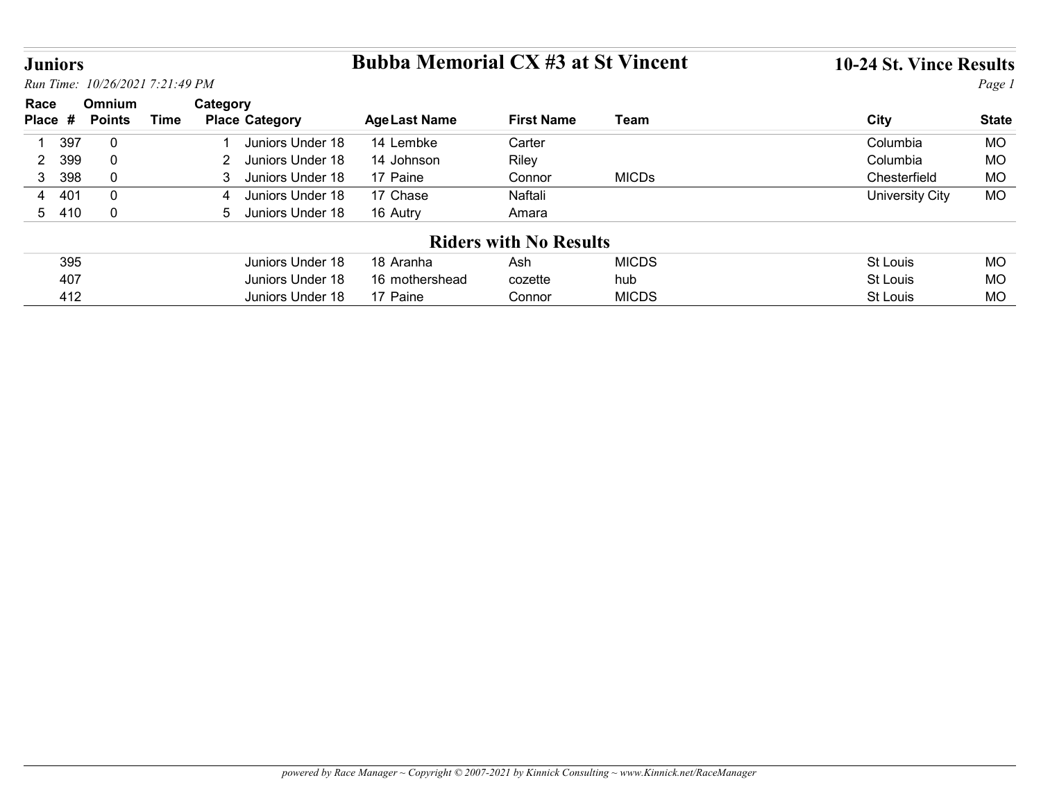# Juniors

## Bubba Memorial CX #3 at St Vincent

### 10-24 St. Vince Results

*Run Time: 10/26/2021 7:21:49 PM*

| Race Place | # | Omnium Points | Time | Category Place | Category | Age | Last Name | First Name | Team | City | State |
|---|---|---|---|---|---|---|---|---|---|---|---|
| 1 | 397 | 0 | | 1 | Juniors Under 18 | 14 | Lembke | Carter | | Columbia | MO |
| 2 | 399 | 0 | | 2 | Juniors Under 18 | 14 | Johnson | Riley | | Columbia | MO |
| 3 | 398 | 0 | | 3 | Juniors Under 18 | 17 | Paine | Connor | MICDs | Chesterfield | MO |
| 4 | 401 | 0 | | 4 | Juniors Under 18 | 17 | Chase | Naftali | | University City | MO |
| 5 | 410 | 0 | | 5 | Juniors Under 18 | 16 | Autry | Amara | | | |

### Riders with No Results

| Race Place | # | Omnium Points | Time | Category Place | Category | Age | Last Name | First Name | Team | City | State |
|---|---|---|---|---|---|---|---|---|---|---|---|
| | 395 | | | | Juniors Under 18 | 18 | Aranha | Ash | MICDS | St Louis | MO |
| | 407 | | | | Juniors Under 18 | 16 | mothershead | cozette | hub | St Louis | MO |
| | 412 | | | | Juniors Under 18 | 17 | Paine | Connor | MICDS | St Louis | MO |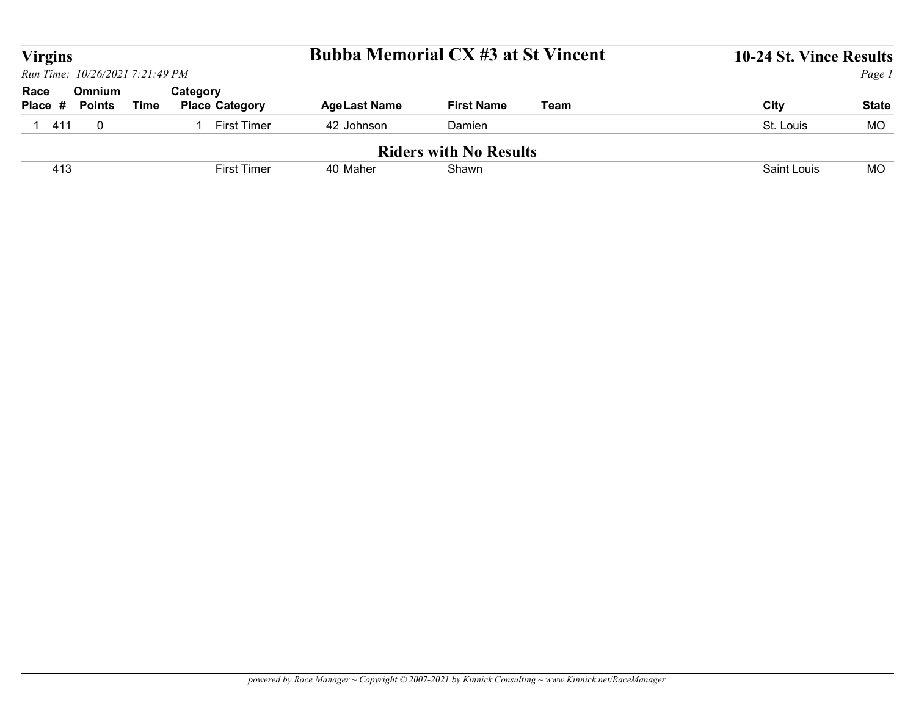## Virgins

# Bubba Memorial CX #3 at St Vincent

## 10-24 St. Vince Results

*Run Time: 10/26/2021 7:21:49 PM*

| Race Place | # | Omnium Points | Time | Category Place | Category | Age | Last Name | First Name | Team | City | State |
|---|---|---|---|---|---|---|---|---|---|---|---|
| 1 | 411 | 0 | | 1 | First Timer | 42 | Johnson | Damien | | St. Louis | MO |

### Riders with No Results

| Race Place | # | Omnium Points | Time | Category Place | Category | Age | Last Name | First Name | Team | City | State |
|---|---|---|---|---|---|---|---|---|---|---|---|
| | 413 | | | | First Timer | 40 | Maher | Shawn | | Saint Louis | MO |

*powered by Race Manager ~ Copyright © 2007-2021 by Kinnick Consulting ~ www.Kinnick.net/RaceManager*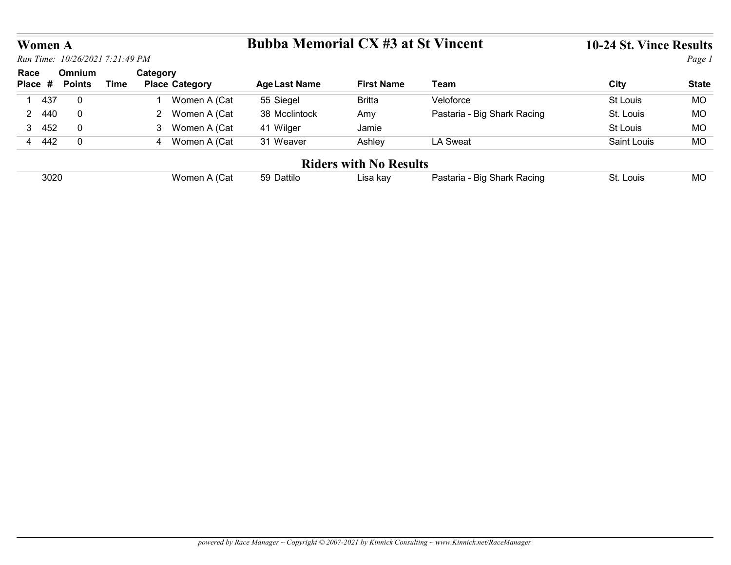# Women A

## Bubba Memorial CX #3 at St Vincent

### 10-24 St. Vince Results

*Run Time: 10/26/2021 7:21:49 PM*

| Race Place | # | Omnium Points | Time | Category Place | Category | Age | Last Name | First Name | Team | City | State |
|---|---|---|---|---|---|---|---|---|---|---|---|
| 1 | 437 | 0 | | 1 | Women A (Cat | 55 | Siegel | Britta | Veloforce | St Louis | MO |
| 2 | 440 | 0 | | 2 | Women A (Cat | 38 | Mcclintock | Amy | Pastaria - Big Shark Racing | St. Louis | MO |
| 3 | 452 | 0 | | 3 | Women A (Cat | 41 | Wilger | Jamie | | St Louis | MO |
| 4 | 442 | 0 | | 4 | Women A (Cat | 31 | Weaver | Ashley | LA Sweat | Saint Louis | MO |

## Riders with No Results

| Race Place | # | Omnium Points | Time | Category Place | Category | Age | Last Name | First Name | Team | City | State |
|---|---|---|---|---|---|---|---|---|---|---|---|
| | 3020 | | | | Women A (Cat | 59 | Dattilo | Lisa kay | Pastaria - Big Shark Racing | St. Louis | MO |

*powered by Race Manager ~ Copyright © 2007-2021 by Kinnick Consulting ~ www.Kinnick.net/RaceManager*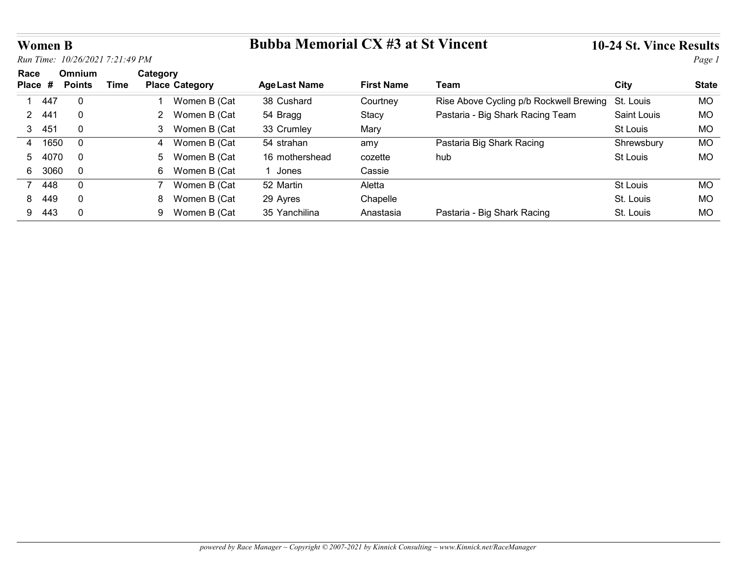# Women B

## Bubba Memorial CX #3 at St Vincent

### 10-24 St. Vince Results

*Run Time: 10/26/2021 7:21:49 PM*

| Race Place | # | Omnium Points | Time | Category Place | Category | Age | Last Name | First Name | Team | City | State |
|---|---|---|---|---|---|---|---|---|---|---|---|
| 1 | 447 | 0 | | 1 | Women B (Cat | 38 | Cushard | Courtney | Rise Above Cycling p/b Rockwell Brewing | St. Louis | MO |
| 2 | 441 | 0 | | 2 | Women B (Cat | 54 | Bragg | Stacy | Pastaria - Big Shark Racing Team | Saint Louis | MO |
| 3 | 451 | 0 | | 3 | Women B (Cat | 33 | Crumley | Mary | | St Louis | MO |
| 4 | 1650 | 0 | | 4 | Women B (Cat | 54 | strahan | amy | Pastaria Big Shark Racing | Shrewsbury | MO |
| 5 | 4070 | 0 | | 5 | Women B (Cat | 16 | mothershead | cozette | hub | St Louis | MO |
| 6 | 3060 | 0 | | 6 | Women B (Cat | 1 | Jones | Cassie | | | |
| 7 | 448 | 0 | | 7 | Women B (Cat | 52 | Martin | Aletta | | St Louis | MO |
| 8 | 449 | 0 | | 8 | Women B (Cat | 29 | Ayres | Chapelle | | St. Louis | MO |
| 9 | 443 | 0 | | 9 | Women B (Cat | 35 | Yanchilina | Anastasia | Pastaria - Big Shark Racing | St. Louis | MO |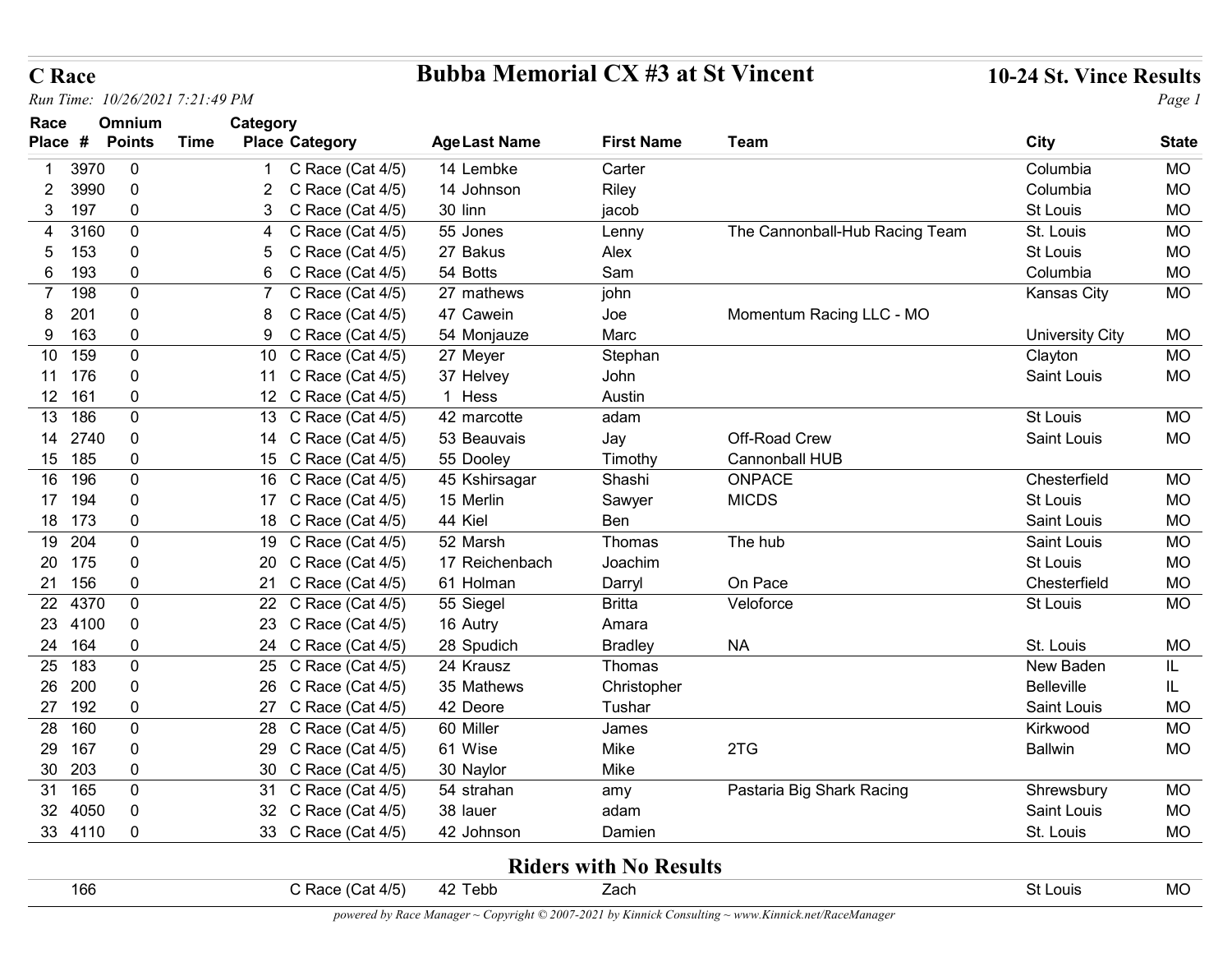# C Race

## Bubba Memorial CX #3 at St Vincent

**10-24 St. Vince Results**

*Run Time: 10/26/2021 7:21:49 PM*

| Race Place | # | Omnium Points | Time | Category Place | Category | Age | Last Name | First Name | Team | City | State |
|---|---|---|---|---|---|---|---|---|---|---|---|
| 1 | 3970 | 0 | | 1 | C Race (Cat 4/5) | 14 | Lembke | Carter | | Columbia | MO |
| 2 | 3990 | 0 | | 2 | C Race (Cat 4/5) | 14 | Johnson | Riley | | Columbia | MO |
| 3 | 197 | 0 | | 3 | C Race (Cat 4/5) | 30 | linn | jacob | | St Louis | MO |
| 4 | 3160 | 0 | | 4 | C Race (Cat 4/5) | 55 | Jones | Lenny | The Cannonball-Hub Racing Team | St. Louis | MO |
| 5 | 153 | 0 | | 5 | C Race (Cat 4/5) | 27 | Bakus | Alex | | St Louis | MO |
| 6 | 193 | 0 | | 6 | C Race (Cat 4/5) | 54 | Botts | Sam | | Columbia | MO |
| 7 | 198 | 0 | | 7 | C Race (Cat 4/5) | 27 | mathews | john | | Kansas City | MO |
| 8 | 201 | 0 | | 8 | C Race (Cat 4/5) | 47 | Cawein | Joe | Momentum Racing LLC - MO | | |
| 9 | 163 | 0 | | 9 | C Race (Cat 4/5) | 54 | Monjauze | Marc | | University City | MO |
| 10 | 159 | 0 | | 10 | C Race (Cat 4/5) | 27 | Meyer | Stephan | | Clayton | MO |
| 11 | 176 | 0 | | 11 | C Race (Cat 4/5) | 37 | Helvey | John | | Saint Louis | MO |
| 12 | 161 | 0 | | 12 | C Race (Cat 4/5) | 1 | Hess | Austin | | | |
| 13 | 186 | 0 | | 13 | C Race (Cat 4/5) | 42 | marcotte | adam | | St Louis | MO |
| 14 | 2740 | 0 | | 14 | C Race (Cat 4/5) | 53 | Beauvais | Jay | Off-Road Crew | Saint Louis | MO |
| 15 | 185 | 0 | | 15 | C Race (Cat 4/5) | 55 | Dooley | Timothy | Cannonball HUB | | |
| 16 | 196 | 0 | | 16 | C Race (Cat 4/5) | 45 | Kshirsagar | Shashi | ONPACE | Chesterfield | MO |
| 17 | 194 | 0 | | 17 | C Race (Cat 4/5) | 15 | Merlin | Sawyer | MICDS | St Louis | MO |
| 18 | 173 | 0 | | 18 | C Race (Cat 4/5) | 44 | Kiel | Ben | | Saint Louis | MO |
| 19 | 204 | 0 | | 19 | C Race (Cat 4/5) | 52 | Marsh | Thomas | The hub | Saint Louis | MO |
| 20 | 175 | 0 | | 20 | C Race (Cat 4/5) | 17 | Reichenbach | Joachim | | St Louis | MO |
| 21 | 156 | 0 | | 21 | C Race (Cat 4/5) | 61 | Holman | Darryl | On Pace | Chesterfield | MO |
| 22 | 4370 | 0 | | 22 | C Race (Cat 4/5) | 55 | Siegel | Britta | Veloforce | St Louis | MO |
| 23 | 4100 | 0 | | 23 | C Race (Cat 4/5) | 16 | Autry | Amara | | | |
| 24 | 164 | 0 | | 24 | C Race (Cat 4/5) | 28 | Spudich | Bradley | NA | St. Louis | MO |
| 25 | 183 | 0 | | 25 | C Race (Cat 4/5) | 24 | Krausz | Thomas | | New Baden | IL |
| 26 | 200 | 0 | | 26 | C Race (Cat 4/5) | 35 | Mathews | Christopher | | Belleville | IL |
| 27 | 192 | 0 | | 27 | C Race (Cat 4/5) | 42 | Deore | Tushar | | Saint Louis | MO |
| 28 | 160 | 0 | | 28 | C Race (Cat 4/5) | 60 | Miller | James | | Kirkwood | MO |
| 29 | 167 | 0 | | 29 | C Race (Cat 4/5) | 61 | Wise | Mike | 2TG | Ballwin | MO |
| 30 | 203 | 0 | | 30 | C Race (Cat 4/5) | 30 | Naylor | Mike | | | |
| 31 | 165 | 0 | | 31 | C Race (Cat 4/5) | 54 | strahan | amy | Pastaria Big Shark Racing | Shrewsbury | MO |
| 32 | 4050 | 0 | | 32 | C Race (Cat 4/5) | 38 | lauer | adam | | Saint Louis | MO |
| 33 | 4110 | 0 | | 33 | C Race (Cat 4/5) | 42 | Johnson | Damien | | St. Louis | MO |

## Riders with No Results

| # | Category | Age | Last Name | First Name | Team | City | State |
|---|---|---|---|---|---|---|---|
| 166 | C Race (Cat 4/5) | 42 | Tebb | Zach | | St Louis | MO |

*powered by Race Manager ~ Copyright © 2007-2021 by Kinnick Consulting ~ www.Kinnick.net/RaceManager*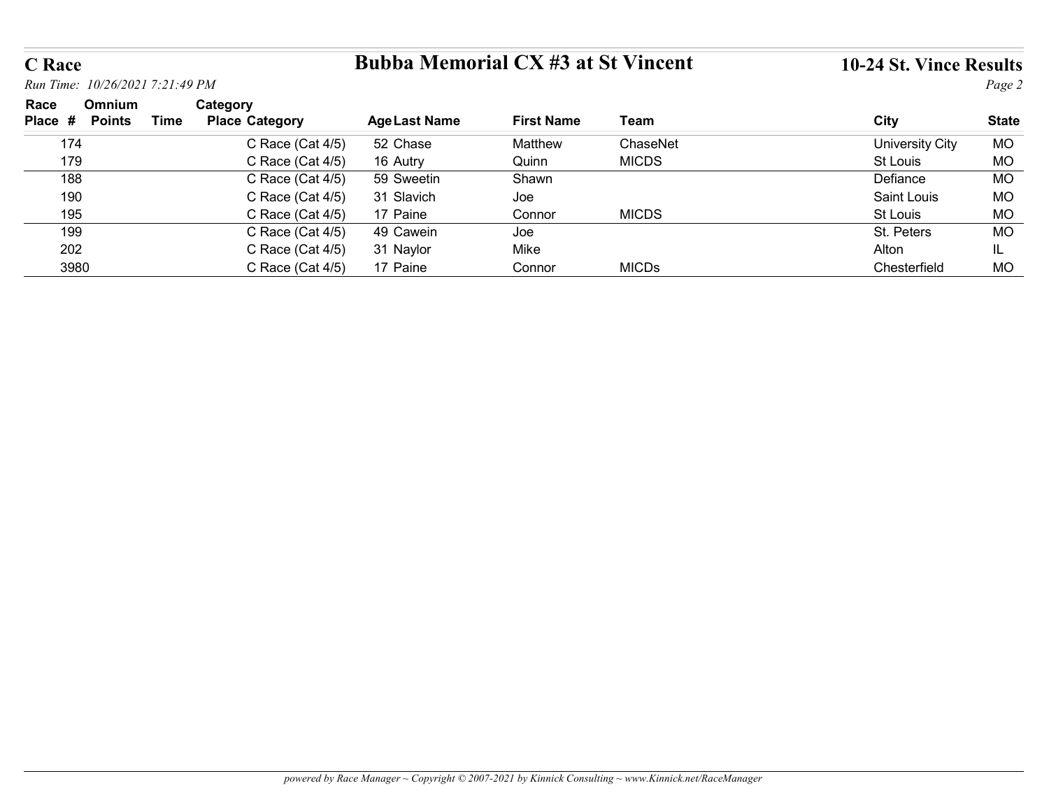## C Race

## Bubba Memorial CX #3 at St Vincent

## 10-24 St. Vince Results

*Run Time: 10/26/2021 7:21:49 PM*

| Race Place | # | Omnium Points | Time | Category Place | Category | Age | Last Name | First Name | Team | City | State |
|---|---|---|---|---|---|---|---|---|---|---|---|
| | 174 | | | | C Race (Cat 4/5) | 52 | Chase | Matthew | ChaseNet | University City | MO |
| | 179 | | | | C Race (Cat 4/5) | 16 | Autry | Quinn | MICDS | St Louis | MO |
| | 188 | | | | C Race (Cat 4/5) | 59 | Sweetin | Shawn | | Defiance | MO |
| | 190 | | | | C Race (Cat 4/5) | 31 | Slavich | Joe | | Saint Louis | MO |
| | 195 | | | | C Race (Cat 4/5) | 17 | Paine | Connor | MICDS | St Louis | MO |
| | 199 | | | | C Race (Cat 4/5) | 49 | Cawein | Joe | | St. Peters | MO |
| | 202 | | | | C Race (Cat 4/5) | 31 | Naylor | Mike | | Alton | IL |
| | 3980 | | | | C Race (Cat 4/5) | 17 | Paine | Connor | MICDs | Chesterfield | MO |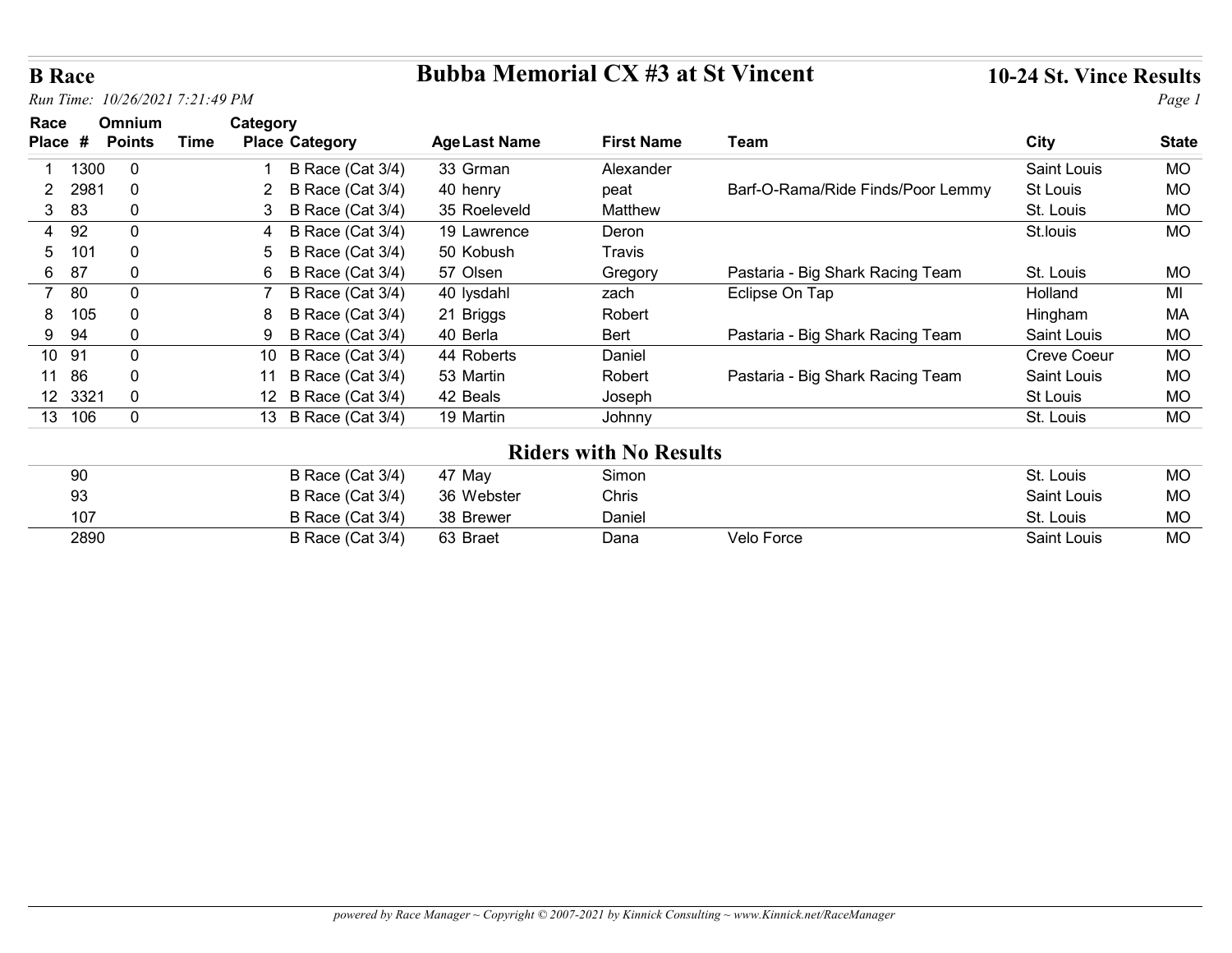# B Race

## Bubba Memorial CX #3 at St Vincent

### 10-24 St. Vince Results

*Run Time: 10/26/2021 7:21:49 PM*

| Race Place | # | Omnium Points | Time | Category Place | Category | Age | Last Name | First Name | Team | City | State |
|---|---|---|---|---|---|---|---|---|---|---|---|
| 1 | 1300 | 0 | | 1 | B Race (Cat 3/4) | 33 | Grman | Alexander | | Saint Louis | MO |
| 2 | 2981 | 0 | | 2 | B Race (Cat 3/4) | 40 | henry | peat | Barf-O-Rama/Ride Finds/Poor Lemmy | St Louis | MO |
| 3 | 83 | 0 | | 3 | B Race (Cat 3/4) | 35 | Roeleveld | Matthew | | St. Louis | MO |
| 4 | 92 | 0 | | 4 | B Race (Cat 3/4) | 19 | Lawrence | Deron | | St.louis | MO |
| 5 | 101 | 0 | | 5 | B Race (Cat 3/4) | 50 | Kobush | Travis | | | |
| 6 | 87 | 0 | | 6 | B Race (Cat 3/4) | 57 | Olsen | Gregory | Pastaria - Big Shark Racing Team | St. Louis | MO |
| 7 | 80 | 0 | | 7 | B Race (Cat 3/4) | 40 | lysdahl | zach | Eclipse On Tap | Holland | MI |
| 8 | 105 | 0 | | 8 | B Race (Cat 3/4) | 21 | Briggs | Robert | | Hingham | MA |
| 9 | 94 | 0 | | 9 | B Race (Cat 3/4) | 40 | Berla | Bert | Pastaria - Big Shark Racing Team | Saint Louis | MO |
| 10 | 91 | 0 | | 10 | B Race (Cat 3/4) | 44 | Roberts | Daniel | | Creve Coeur | MO |
| 11 | 86 | 0 | | 11 | B Race (Cat 3/4) | 53 | Martin | Robert | Pastaria - Big Shark Racing Team | Saint Louis | MO |
| 12 | 3321 | 0 | | 12 | B Race (Cat 3/4) | 42 | Beals | Joseph | | St Louis | MO |
| 13 | 106 | 0 | | 13 | B Race (Cat 3/4) | 19 | Martin | Johnny | | St. Louis | MO |

## Riders with No Results

| # | Category | Age | Last Name | First Name | Team | City | State |
|---|---|---|---|---|---|---|---|
| 90 | B Race (Cat 3/4) | 47 | May | Simon | | St. Louis | MO |
| 93 | B Race (Cat 3/4) | 36 | Webster | Chris | | Saint Louis | MO |
| 107 | B Race (Cat 3/4) | 38 | Brewer | Daniel | | St. Louis | MO |
| 2890 | B Race (Cat 3/4) | 63 | Braet | Dana | Velo Force | Saint Louis | MO |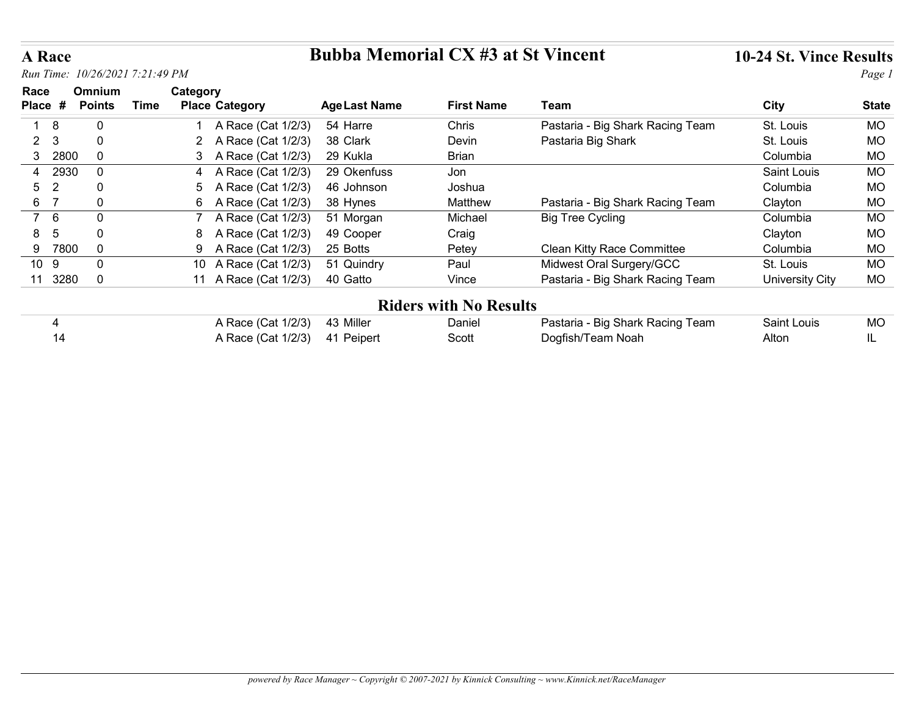# A Race

## Bubba Memorial CX #3 at St Vincent

## 10-24 St. Vince Results

*Run Time: 10/26/2021 7:21:49 PM*

| Race Place | # | Omnium Points | Time | Category Place | Category | Age | Last Name | First Name | Team | City | State |
|---|---|---|---|---|---|---|---|---|---|---|---|
| 1 | 8 | 0 | | 1 | A Race (Cat 1/2/3) | 54 | Harre | Chris | Pastaria - Big Shark Racing Team | St. Louis | MO |
| 2 | 3 | 0 | | 2 | A Race (Cat 1/2/3) | 38 | Clark | Devin | Pastaria Big Shark | St. Louis | MO |
| 3 | 2800 | 0 | | 3 | A Race (Cat 1/2/3) | 29 | Kukla | Brian | | Columbia | MO |
| 4 | 2930 | 0 | | 4 | A Race (Cat 1/2/3) | 29 | Okenfuss | Jon | | Saint Louis | MO |
| 5 | 2 | 0 | | 5 | A Race (Cat 1/2/3) | 46 | Johnson | Joshua | | Columbia | MO |
| 6 | 7 | 0 | | 6 | A Race (Cat 1/2/3) | 38 | Hynes | Matthew | Pastaria - Big Shark Racing Team | Clayton | MO |
| 7 | 6 | 0 | | 7 | A Race (Cat 1/2/3) | 51 | Morgan | Michael | Big Tree Cycling | Columbia | MO |
| 8 | 5 | 0 | | 8 | A Race (Cat 1/2/3) | 49 | Cooper | Craig | | Clayton | MO |
| 9 | 7800 | 0 | | 9 | A Race (Cat 1/2/3) | 25 | Botts | Petey | Clean Kitty Race Committee | Columbia | MO |
| 10 | 9 | 0 | | 10 | A Race (Cat 1/2/3) | 51 | Quindry | Paul | Midwest Oral Surgery/GCC | St. Louis | MO |
| 11 | 3280 | 0 | | 11 | A Race (Cat 1/2/3) | 40 | Gatto | Vince | Pastaria - Big Shark Racing Team | University City | MO |

## Riders with No Results

| Race Place | # | Omnium Points | Time | Category Place | Category | Age | Last Name | First Name | Team | City | State |
|---|---|---|---|---|---|---|---|---|---|---|---|
| | 4 | | | | A Race (Cat 1/2/3) | 43 | Miller | Daniel | Pastaria - Big Shark Racing Team | Saint Louis | MO |
| | 14 | | | | A Race (Cat 1/2/3) | 41 | Peipert | Scott | Dogfish/Team Noah | Alton | IL |

*powered by Race Manager ~ Copyright © 2007-2021 by Kinnick Consulting ~ www.Kinnick.net/RaceManager*